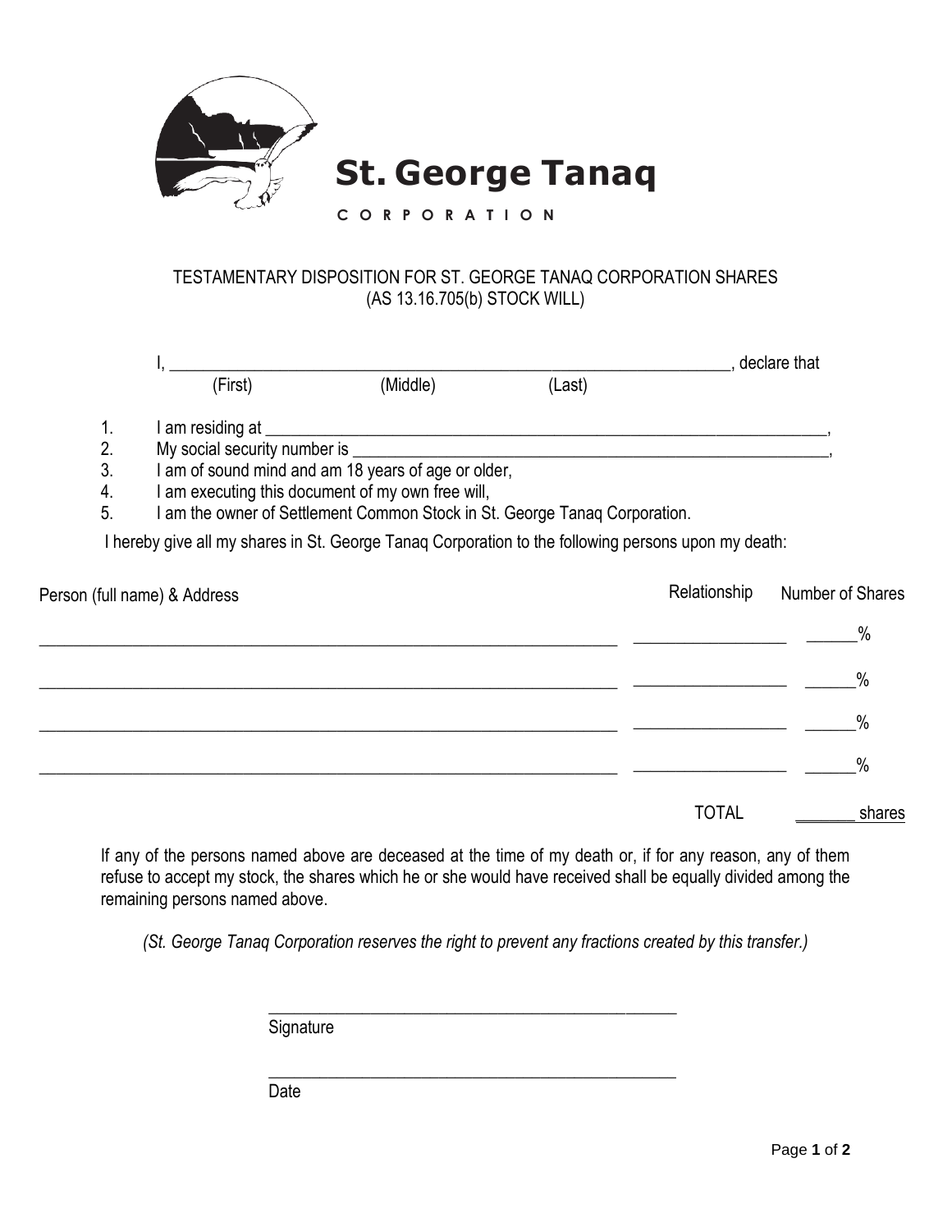**St. George Tanaq**

CORPORATION

TESTAMENTARY DISPOSITION FOR ST. GEORGE TANAQ CORPORATION SHARES
(AS 13.16.705(b) STOCK WILL)

I, ______________________________________________________________, declare that
(First) (Middle) (Last)

1. I am residing at ______________________________________________________________,
2. My social security number is ______________________________________________________,
3. I am of sound mind and am 18 years of age or older,
4. I am executing this document of my own free will,
5. I am the owner of Settlement Common Stock in St. George Tanaq Corporation.

I hereby give all my shares in St. George Tanaq Corporation to the following persons upon my death:

| Person (full name) & Address | Relationship | Number of Shares |
|---|---|---|
| ______________________________________________ | ________________ | ______% |
| ______________________________________________ | ________________ | ______% |
| ______________________________________________ | ________________ | ______% |
| ______________________________________________ | ________________ | ______% |
| | TOTAL | _______ shares |

If any of the persons named above are deceased at the time of my death or, if for any reason, any of them refuse to accept my stock, the shares which he or she would have received shall be equally divided among the remaining persons named above.

*(St. George Tanaq Corporation reserves the right to prevent any fractions created by this transfer.)*

______________________________________________
Signature

______________________________________________
Date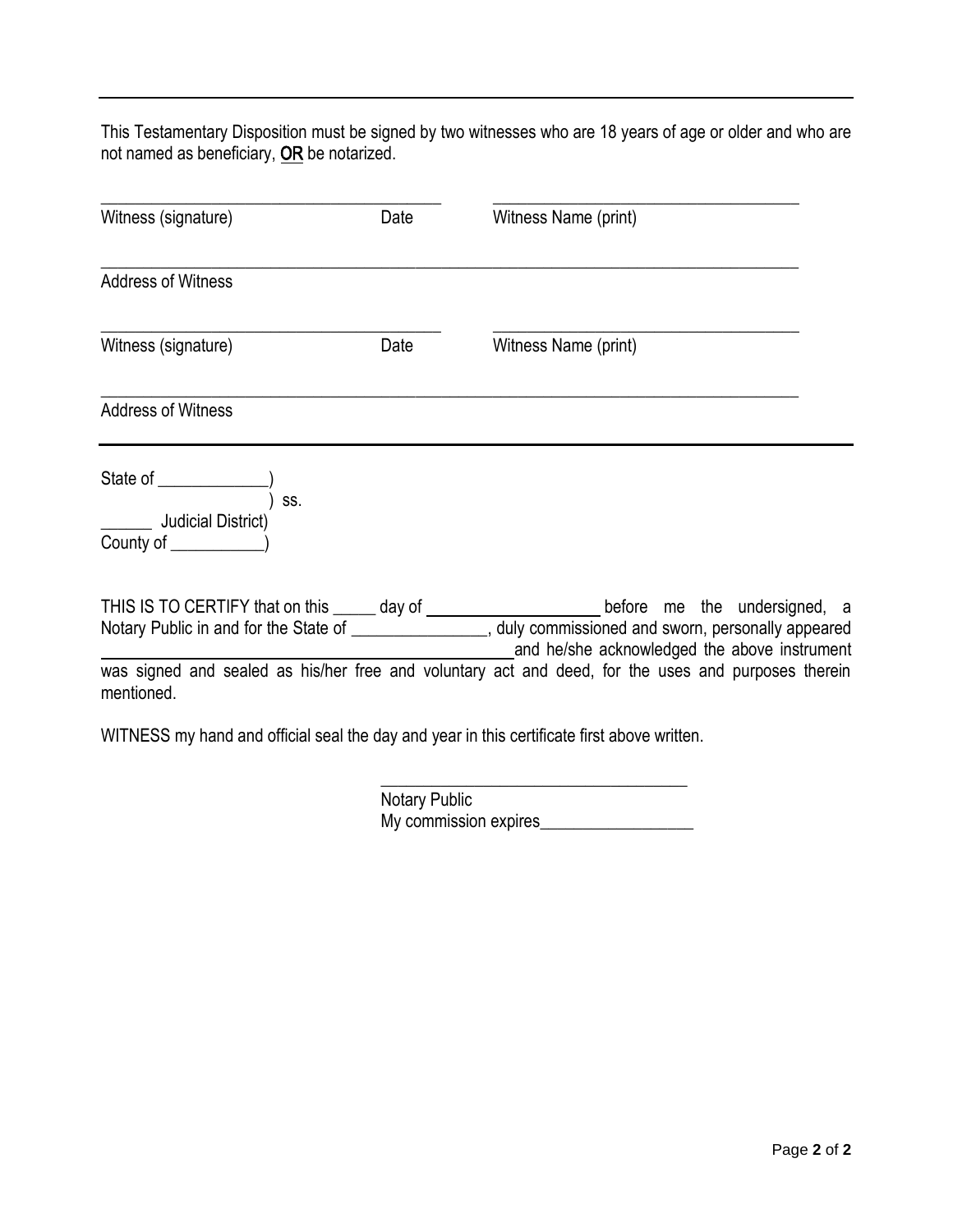---

This Testamentary Disposition must be signed by two witnesses who are 18 years of age or older and who are not named as beneficiary, **OR** be notarized.

______________________________________ ______________________________________
Witness (signature) Date Witness Name (print)

______________________________________________________________________________
Address of Witness

______________________________________ ______________________________________
Witness (signature) Date Witness Name (print)

______________________________________________________________________________
Address of Witness

---

State of _____________)
) ss.
______ Judicial District)
County of ___________)

THIS IS TO CERTIFY that on this _____ day of ____________________ before me the undersigned, a Notary Public in and for the State of ________________, duly commissioned and sworn, personally appeared ______________________________________________ and he/she acknowledged the above instrument was signed and sealed as his/her free and voluntary act and deed, for the uses and purposes therein mentioned.

WITNESS my hand and official seal the day and year in this certificate first above written.

____________________________________
Notary Public
My commission expires__________________